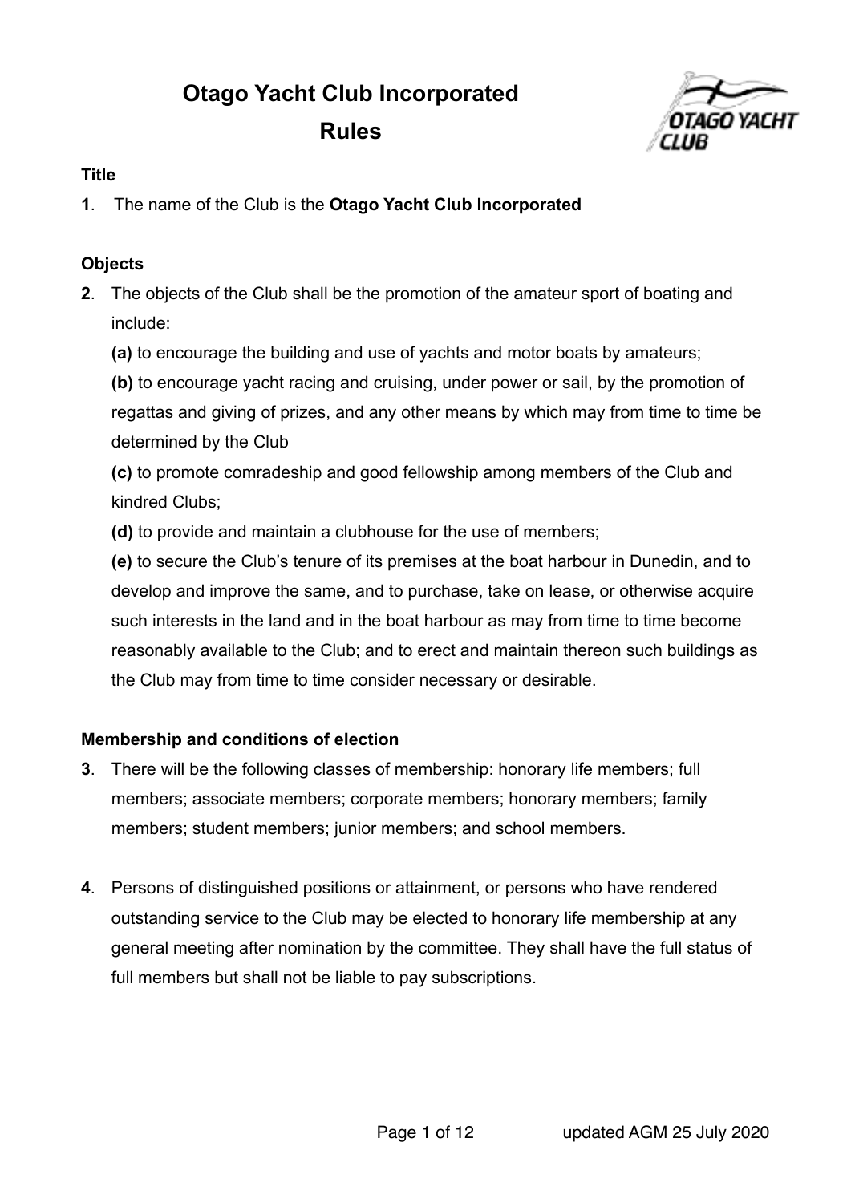# Otago Yacht Club Incorporated

# Rules

### Title

**1**. The name of the Club is the **Otago Yacht Club Incorporated**

### Objects

**2**. The objects of the Club shall be the promotion of the amateur sport of boating and include:

**(a)** to encourage the building and use of yachts and motor boats by amateurs;

**(b)** to encourage yacht racing and cruising, under power or sail, by the promotion of regattas and giving of prizes, and any other means by which may from time to time be determined by the Club

**(c)** to promote comradeship and good fellowship among members of the Club and kindred Clubs;

**(d)** to provide and maintain a clubhouse for the use of members;

**(e)** to secure the Club's tenure of its premises at the boat harbour in Dunedin, and to develop and improve the same, and to purchase, take on lease, or otherwise acquire such interests in the land and in the boat harbour as may from time to time become reasonably available to the Club; and to erect and maintain thereon such buildings as the Club may from time to time consider necessary or desirable.

### Membership and conditions of election

**3**. There will be the following classes of membership: honorary life members; full members; associate members; corporate members; honorary members; family members; student members; junior members; and school members.

**4**. Persons of distinguished positions or attainment, or persons who have rendered outstanding service to the Club may be elected to honorary life membership at any general meeting after nomination by the committee. They shall have the full status of full members but shall not be liable to pay subscriptions.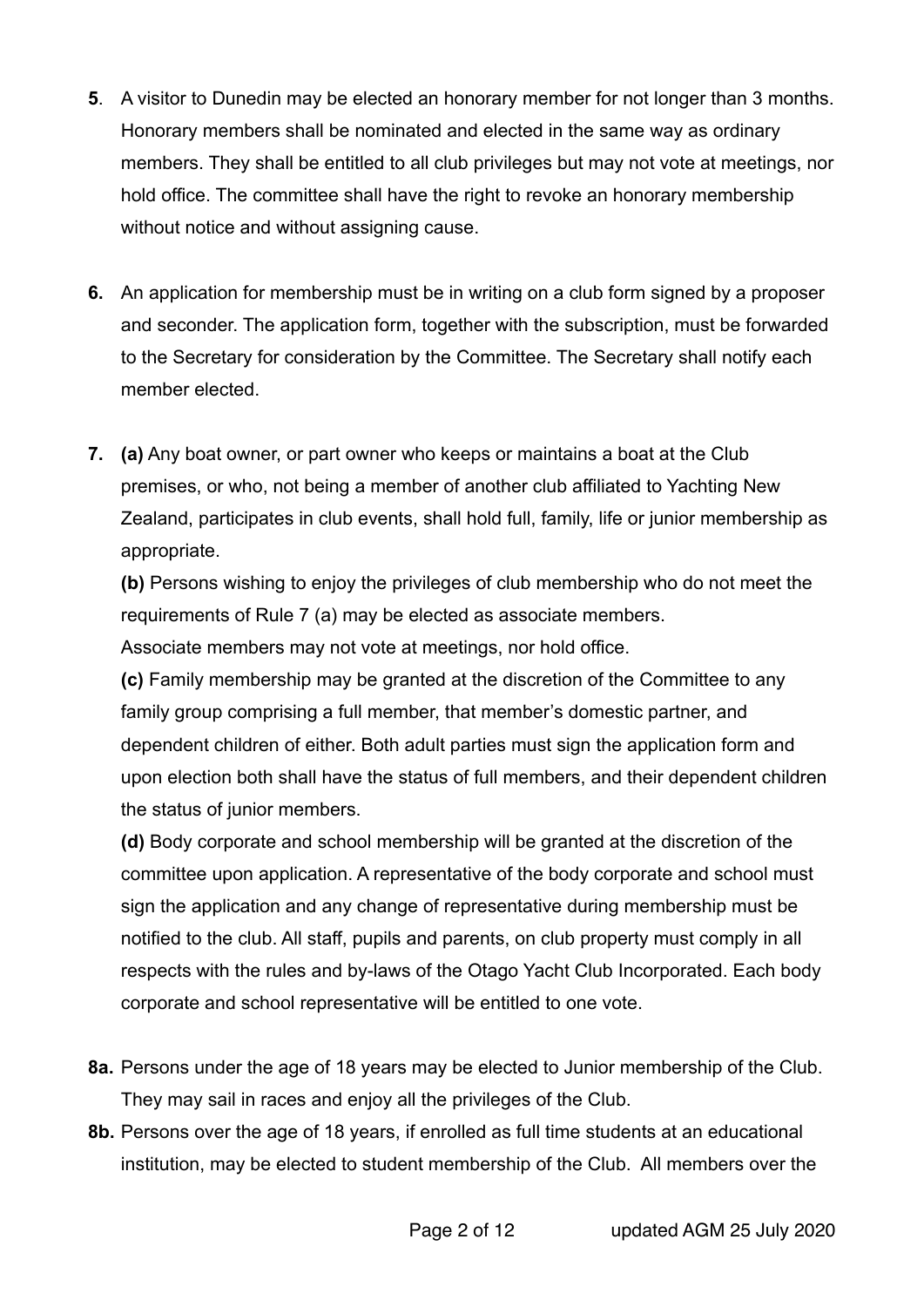**5**. A visitor to Dunedin may be elected an honorary member for not longer than 3 months. Honorary members shall be nominated and elected in the same way as ordinary members. They shall be entitled to all club privileges but may not vote at meetings, nor hold office. The committee shall have the right to revoke an honorary membership without notice and without assigning cause.

**6.** An application for membership must be in writing on a club form signed by a proposer and seconder. The application form, together with the subscription, must be forwarded to the Secretary for consideration by the Committee. The Secretary shall notify each member elected.

**7. (a)** Any boat owner, or part owner who keeps or maintains a boat at the Club premises, or who, not being a member of another club affiliated to Yachting New Zealand, participates in club events, shall hold full, family, life or junior membership as appropriate.

**(b)** Persons wishing to enjoy the privileges of club membership who do not meet the requirements of Rule 7 (a) may be elected as associate members.
Associate members may not vote at meetings, nor hold office.

**(c)** Family membership may be granted at the discretion of the Committee to any family group comprising a full member, that member's domestic partner, and dependent children of either. Both adult parties must sign the application form and upon election both shall have the status of full members, and their dependent children the status of junior members.

**(d)** Body corporate and school membership will be granted at the discretion of the committee upon application. A representative of the body corporate and school must sign the application and any change of representative during membership must be notified to the club. All staff, pupils and parents, on club property must comply in all respects with the rules and by-laws of the Otago Yacht Club Incorporated. Each body corporate and school representative will be entitled to one vote.

**8a.** Persons under the age of 18 years may be elected to Junior membership of the Club. They may sail in races and enjoy all the privileges of the Club.

**8b.** Persons over the age of 18 years, if enrolled as full time students at an educational institution, may be elected to student membership of the Club. All members over the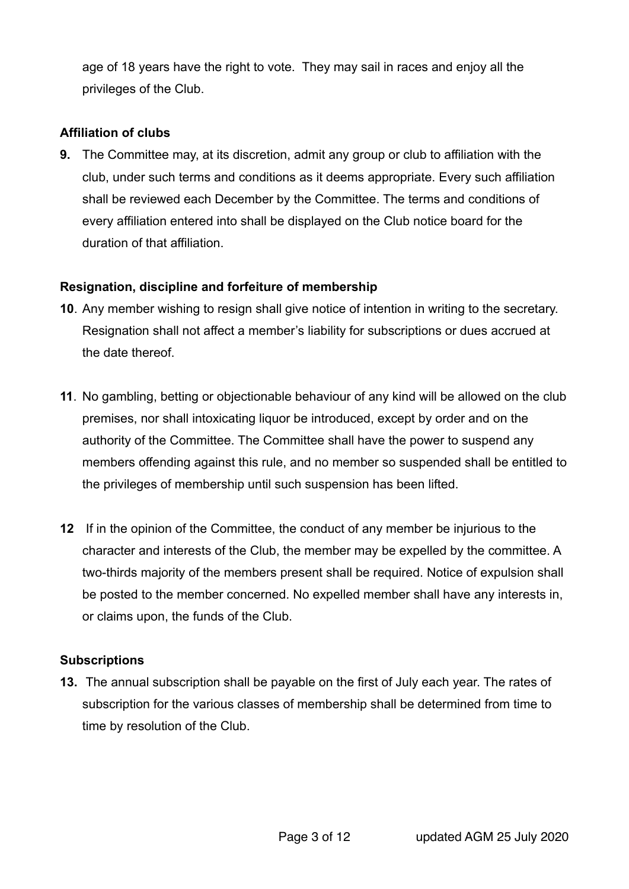age of 18 years have the right to vote. They may sail in races and enjoy all the privileges of the Club.

**Affiliation of clubs**

**9.** The Committee may, at its discretion, admit any group or club to affiliation with the club, under such terms and conditions as it deems appropriate. Every such affiliation shall be reviewed each December by the Committee. The terms and conditions of every affiliation entered into shall be displayed on the Club notice board for the duration of that affiliation.

**Resignation, discipline and forfeiture of membership**

**10**. Any member wishing to resign shall give notice of intention in writing to the secretary. Resignation shall not affect a member's liability for subscriptions or dues accrued at the date thereof.

**11**. No gambling, betting or objectionable behaviour of any kind will be allowed on the club premises, nor shall intoxicating liquor be introduced, except by order and on the authority of the Committee. The Committee shall have the power to suspend any members offending against this rule, and no member so suspended shall be entitled to the privileges of membership until such suspension has been lifted.

**12** If in the opinion of the Committee, the conduct of any member be injurious to the character and interests of the Club, the member may be expelled by the committee. A two-thirds majority of the members present shall be required. Notice of expulsion shall be posted to the member concerned. No expelled member shall have any interests in, or claims upon, the funds of the Club.

**Subscriptions**

**13.** The annual subscription shall be payable on the first of July each year. The rates of subscription for the various classes of membership shall be determined from time to time by resolution of the Club.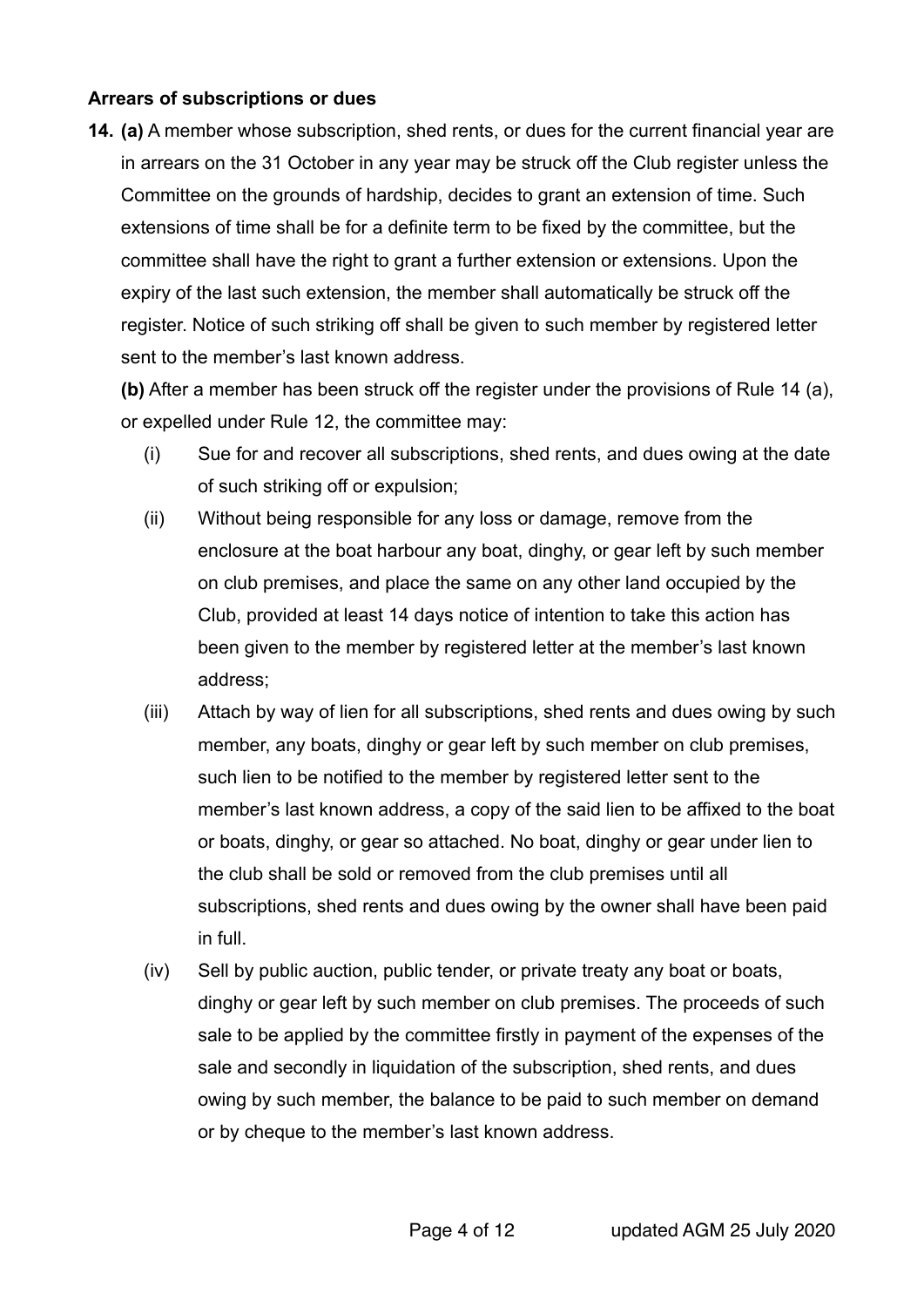**Arrears of subscriptions or dues**

**14. (a)** A member whose subscription, shed rents, or dues for the current financial year are in arrears on the 31 October in any year may be struck off the Club register unless the Committee on the grounds of hardship, decides to grant an extension of time. Such extensions of time shall be for a definite term to be fixed by the committee, but the committee shall have the right to grant a further extension or extensions. Upon the expiry of the last such extension, the member shall automatically be struck off the register. Notice of such striking off shall be given to such member by registered letter sent to the member's last known address.

**(b)** After a member has been struck off the register under the provisions of Rule 14 (a), or expelled under Rule 12, the committee may:

(i) Sue for and recover all subscriptions, shed rents, and dues owing at the date of such striking off or expulsion;

(ii) Without being responsible for any loss or damage, remove from the enclosure at the boat harbour any boat, dinghy, or gear left by such member on club premises, and place the same on any other land occupied by the Club, provided at least 14 days notice of intention to take this action has been given to the member by registered letter at the member's last known address;

(iii) Attach by way of lien for all subscriptions, shed rents and dues owing by such member, any boats, dinghy or gear left by such member on club premises, such lien to be notified to the member by registered letter sent to the member's last known address, a copy of the said lien to be affixed to the boat or boats, dinghy, or gear so attached. No boat, dinghy or gear under lien to the club shall be sold or removed from the club premises until all subscriptions, shed rents and dues owing by the owner shall have been paid in full.

(iv) Sell by public auction, public tender, or private treaty any boat or boats, dinghy or gear left by such member on club premises. The proceeds of such sale to be applied by the committee firstly in payment of the expenses of the sale and secondly in liquidation of the subscription, shed rents, and dues owing by such member, the balance to be paid to such member on demand or by cheque to the member's last known address.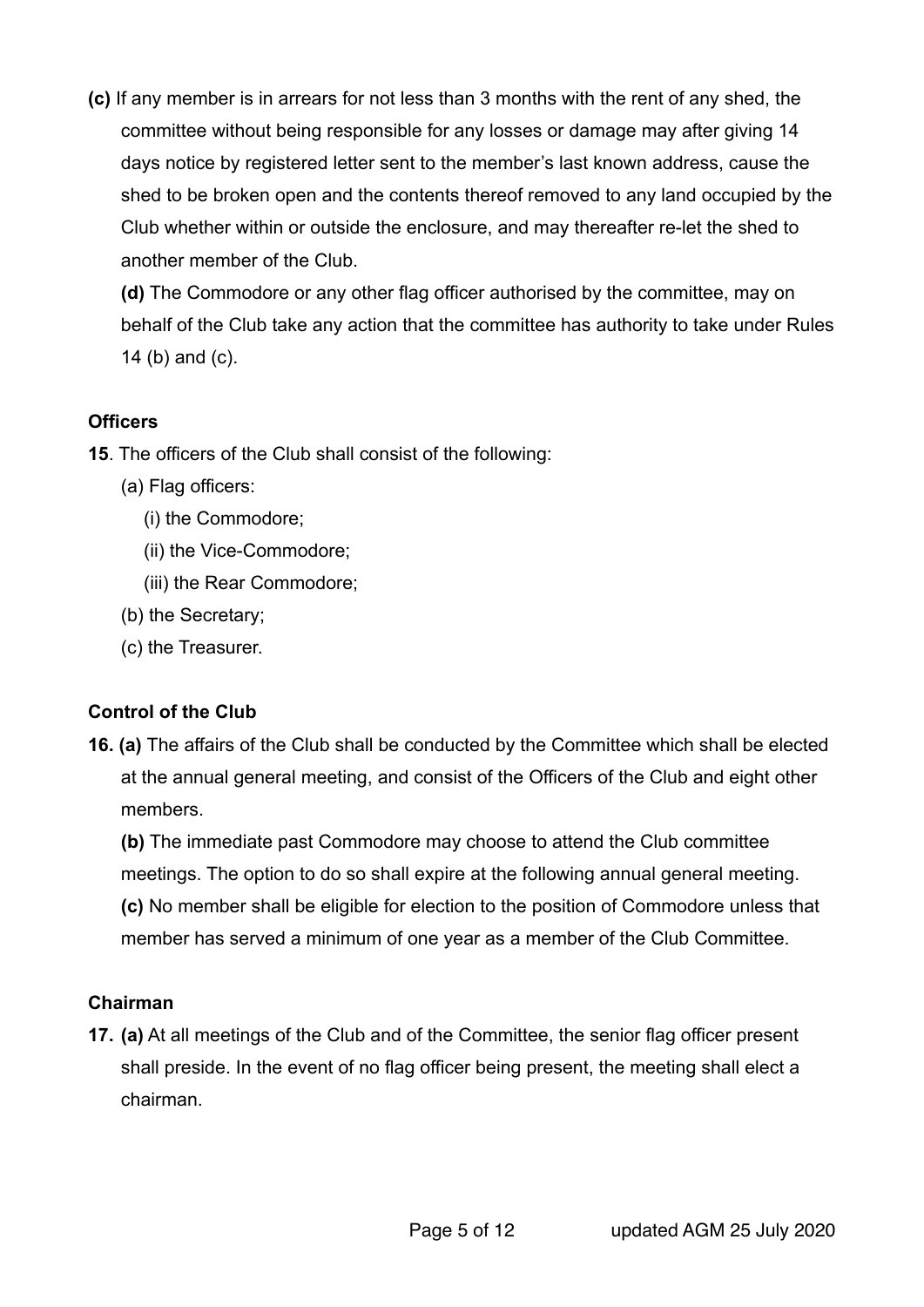**(c)** If any member is in arrears for not less than 3 months with the rent of any shed, the committee without being responsible for any losses or damage may after giving 14 days notice by registered letter sent to the member's last known address, cause the shed to be broken open and the contents thereof removed to any land occupied by the Club whether within or outside the enclosure, and may thereafter re-let the shed to another member of the Club.

**(d)** The Commodore or any other flag officer authorised by the committee, may on behalf of the Club take any action that the committee has authority to take under Rules 14 (b) and (c).

#### Officers

**15**. The officers of the Club shall consist of the following:

- (a) Flag officers:
  - (i) the Commodore;
  - (ii) the Vice-Commodore;
  - (iii) the Rear Commodore;
- (b) the Secretary;
- (c) the Treasurer.

#### Control of the Club

**16. (a)** The affairs of the Club shall be conducted by the Committee which shall be elected at the annual general meeting, and consist of the Officers of the Club and eight other members.

**(b)** The immediate past Commodore may choose to attend the Club committee meetings. The option to do so shall expire at the following annual general meeting.

**(c)** No member shall be eligible for election to the position of Commodore unless that member has served a minimum of one year as a member of the Club Committee.

#### Chairman

**17. (a)** At all meetings of the Club and of the Committee, the senior flag officer present shall preside. In the event of no flag officer being present, the meeting shall elect a chairman.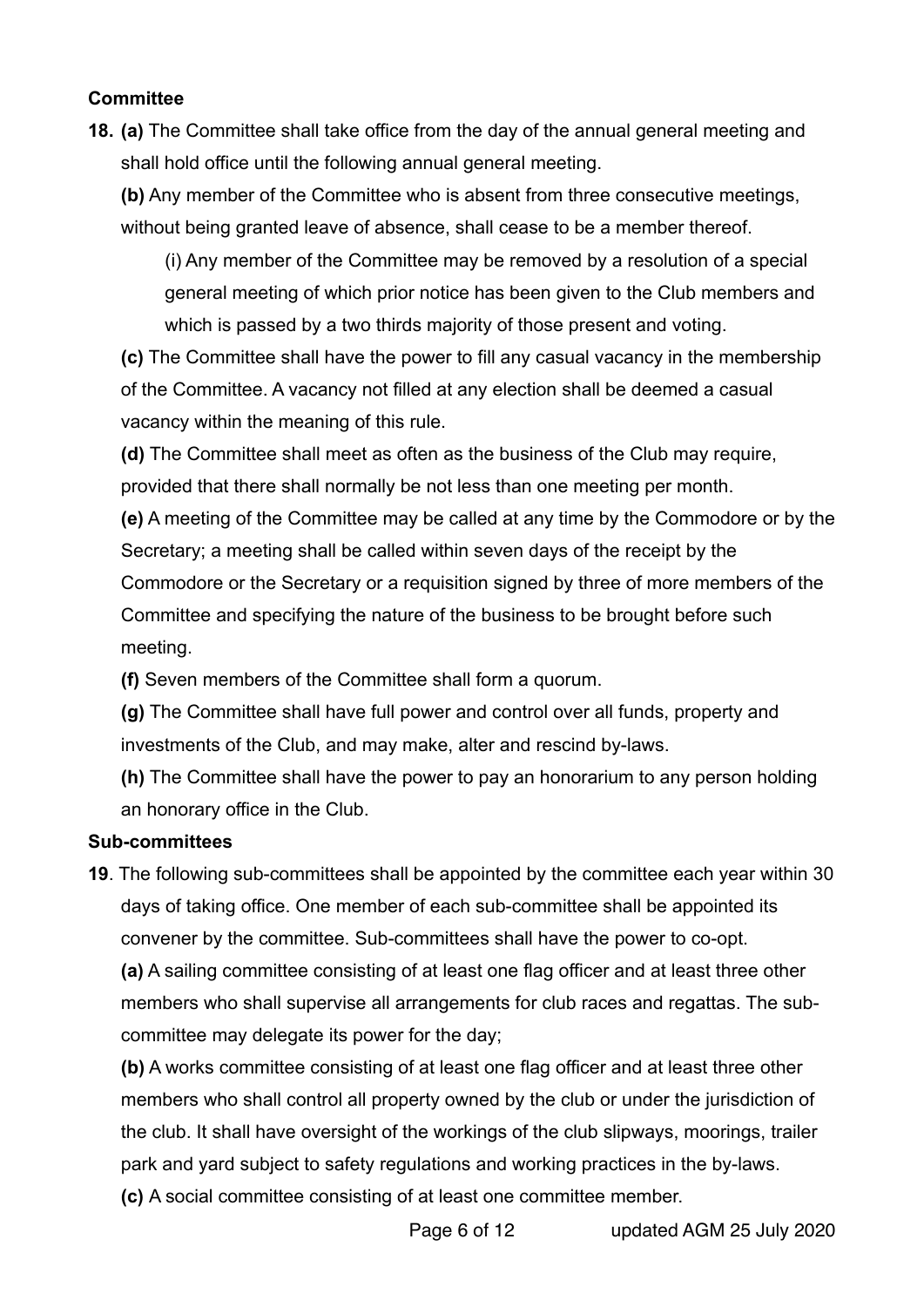**Committee**

**18.** **(a)** The Committee shall take office from the day of the annual general meeting and shall hold office until the following annual general meeting.

**(b)** Any member of the Committee who is absent from three consecutive meetings, without being granted leave of absence, shall cease to be a member thereof.

(i) Any member of the Committee may be removed by a resolution of a special general meeting of which prior notice has been given to the Club members and which is passed by a two thirds majority of those present and voting.

**(c)** The Committee shall have the power to fill any casual vacancy in the membership of the Committee. A vacancy not filled at any election shall be deemed a casual vacancy within the meaning of this rule.

**(d)** The Committee shall meet as often as the business of the Club may require, provided that there shall normally be not less than one meeting per month.

**(e)** A meeting of the Committee may be called at any time by the Commodore or by the Secretary; a meeting shall be called within seven days of the receipt by the Commodore or the Secretary or a requisition signed by three of more members of the Committee and specifying the nature of the business to be brought before such meeting.

**(f)** Seven members of the Committee shall form a quorum.

**(g)** The Committee shall have full power and control over all funds, property and investments of the Club, and may make, alter and rescind by-laws.

**(h)** The Committee shall have the power to pay an honorarium to any person holding an honorary office in the Club.

**Sub-committees**

**19**. The following sub-committees shall be appointed by the committee each year within 30 days of taking office. One member of each sub-committee shall be appointed its convener by the committee. Sub-committees shall have the power to co-opt.

**(a)** A sailing committee consisting of at least one flag officer and at least three other members who shall supervise all arrangements for club races and regattas. The sub-committee may delegate its power for the day;

**(b)** A works committee consisting of at least one flag officer and at least three other members who shall control all property owned by the club or under the jurisdiction of the club. It shall have oversight of the workings of the club slipways, moorings, trailer park and yard subject to safety regulations and working practices in the by-laws.

**(c)** A social committee consisting of at least one committee member.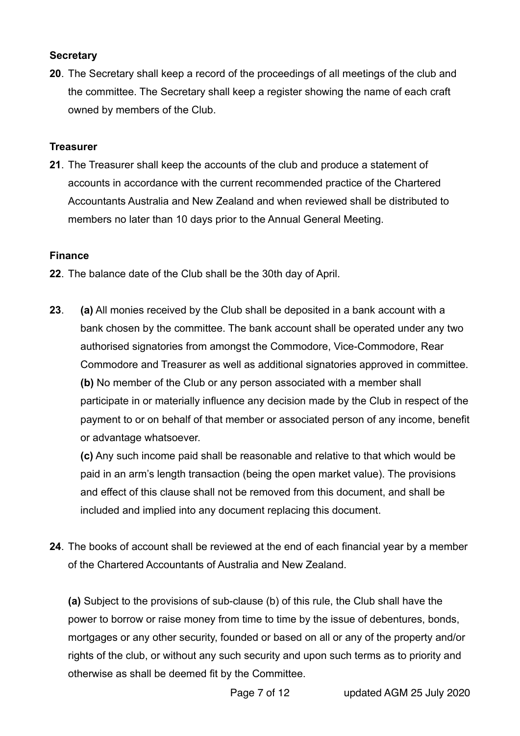**Secretary**

**20**. The Secretary shall keep a record of the proceedings of all meetings of the club and the committee. The Secretary shall keep a register showing the name of each craft owned by members of the Club.

**Treasurer**

**21**. The Treasurer shall keep the accounts of the club and produce a statement of accounts in accordance with the current recommended practice of the Chartered Accountants Australia and New Zealand and when reviewed shall be distributed to members no later than 10 days prior to the Annual General Meeting.

**Finance**

**22**. The balance date of the Club shall be the 30th day of April.

**23**. **(a)** All monies received by the Club shall be deposited in a bank account with a bank chosen by the committee. The bank account shall be operated under any two authorised signatories from amongst the Commodore, Vice-Commodore, Rear Commodore and Treasurer as well as additional signatories approved in committee.
**(b)** No member of the Club or any person associated with a member shall participate in or materially influence any decision made by the Club in respect of the payment to or on behalf of that member or associated person of any income, benefit or advantage whatsoever.
**(c)** Any such income paid shall be reasonable and relative to that which would be paid in an arm's length transaction (being the open market value). The provisions and effect of this clause shall not be removed from this document, and shall be included and implied into any document replacing this document.

**24**. The books of account shall be reviewed at the end of each financial year by a member of the Chartered Accountants of Australia and New Zealand.

**(a)** Subject to the provisions of sub-clause (b) of this rule, the Club shall have the power to borrow or raise money from time to time by the issue of debentures, bonds, mortgages or any other security, founded or based on all or any of the property and/or rights of the club, or without any such security and upon such terms as to priority and otherwise as shall be deemed fit by the Committee.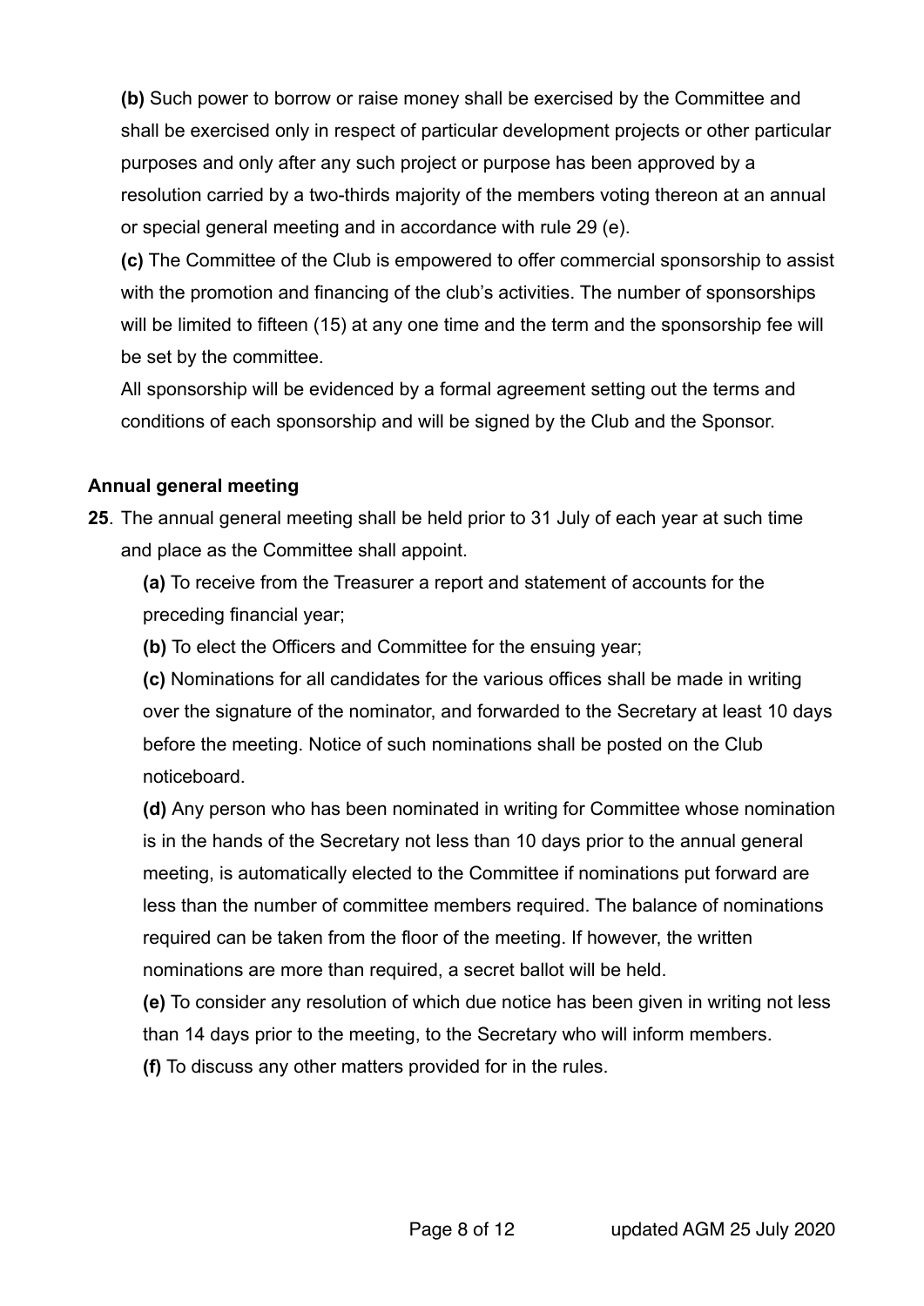**(b)** Such power to borrow or raise money shall be exercised by the Committee and shall be exercised only in respect of particular development projects or other particular purposes and only after any such project or purpose has been approved by a resolution carried by a two-thirds majority of the members voting thereon at an annual or special general meeting and in accordance with rule 29 (e).

**(c)** The Committee of the Club is empowered to offer commercial sponsorship to assist with the promotion and financing of the club's activities. The number of sponsorships will be limited to fifteen (15) at any one time and the term and the sponsorship fee will be set by the committee.

All sponsorship will be evidenced by a formal agreement setting out the terms and conditions of each sponsorship and will be signed by the Club and the Sponsor.

**Annual general meeting**

**25**. The annual general meeting shall be held prior to 31 July of each year at such time and place as the Committee shall appoint.

**(a)** To receive from the Treasurer a report and statement of accounts for the preceding financial year;

**(b)** To elect the Officers and Committee for the ensuing year;

**(c)** Nominations for all candidates for the various offices shall be made in writing over the signature of the nominator, and forwarded to the Secretary at least 10 days before the meeting. Notice of such nominations shall be posted on the Club noticeboard.

**(d)** Any person who has been nominated in writing for Committee whose nomination is in the hands of the Secretary not less than 10 days prior to the annual general meeting, is automatically elected to the Committee if nominations put forward are less than the number of committee members required. The balance of nominations required can be taken from the floor of the meeting. If however, the written nominations are more than required, a secret ballot will be held.

**(e)** To consider any resolution of which due notice has been given in writing not less than 14 days prior to the meeting, to the Secretary who will inform members.

**(f)** To discuss any other matters provided for in the rules.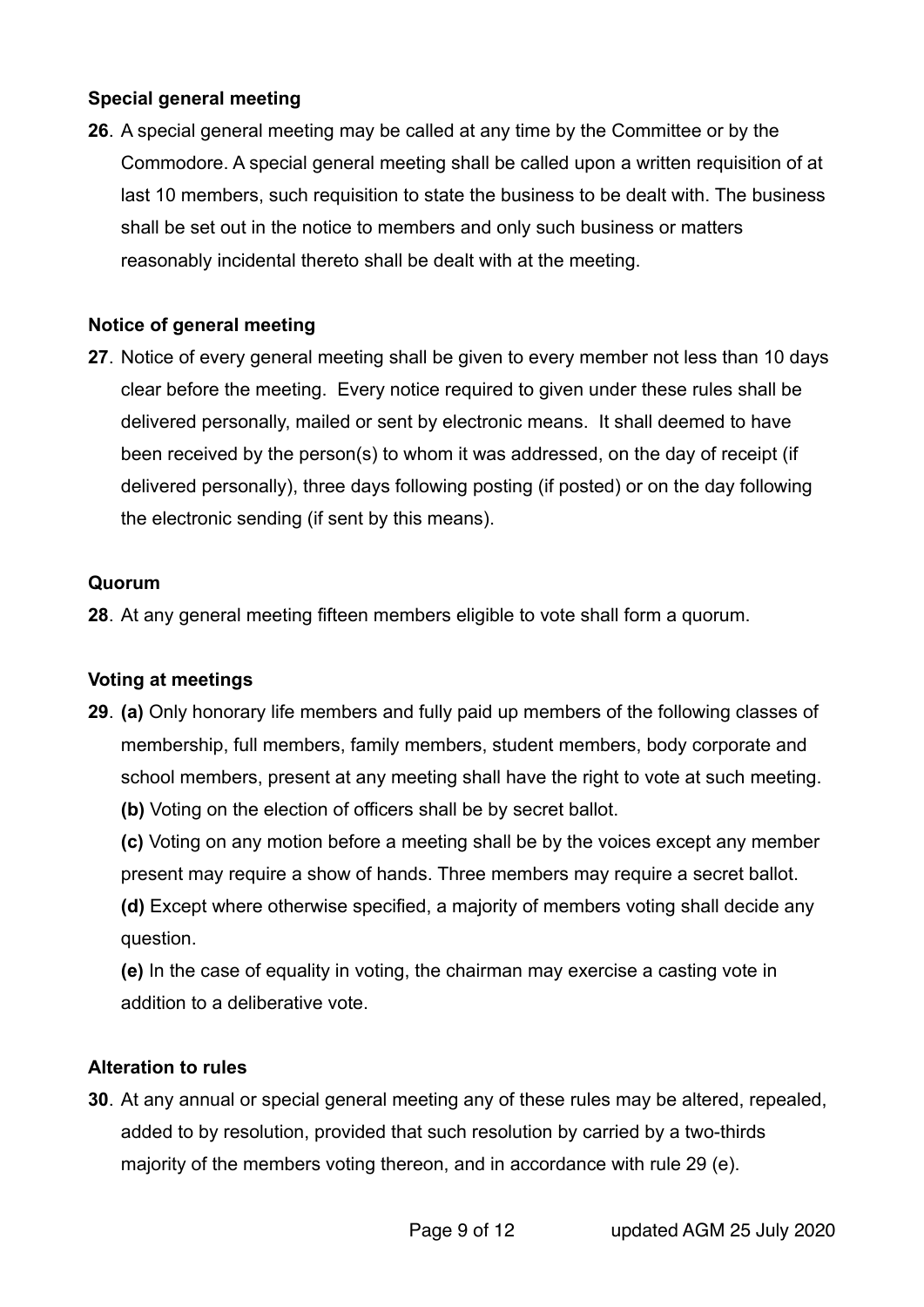**Special general meeting**

**26**. A special general meeting may be called at any time by the Committee or by the Commodore. A special general meeting shall be called upon a written requisition of at last 10 members, such requisition to state the business to be dealt with. The business shall be set out in the notice to members and only such business or matters reasonably incidental thereto shall be dealt with at the meeting.

**Notice of general meeting**

**27**. Notice of every general meeting shall be given to every member not less than 10 days clear before the meeting. Every notice required to given under these rules shall be delivered personally, mailed or sent by electronic means. It shall deemed to have been received by the person(s) to whom it was addressed, on the day of receipt (if delivered personally), three days following posting (if posted) or on the day following the electronic sending (if sent by this means).

**Quorum**

**28**. At any general meeting fifteen members eligible to vote shall form a quorum.

**Voting at meetings**

**29**. **(a)** Only honorary life members and fully paid up members of the following classes of membership, full members, family members, student members, body corporate and school members, present at any meeting shall have the right to vote at such meeting.

**(b)** Voting on the election of officers shall be by secret ballot.

**(c)** Voting on any motion before a meeting shall be by the voices except any member present may require a show of hands. Three members may require a secret ballot.

**(d)** Except where otherwise specified, a majority of members voting shall decide any question.

**(e)** In the case of equality in voting, the chairman may exercise a casting vote in addition to a deliberative vote.

**Alteration to rules**

**30**. At any annual or special general meeting any of these rules may be altered, repealed, added to by resolution, provided that such resolution by carried by a two-thirds majority of the members voting thereon, and in accordance with rule 29 (e).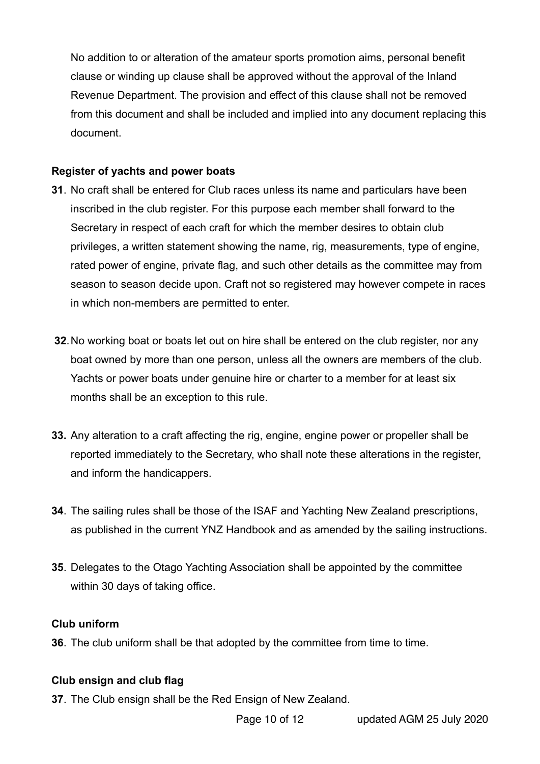No addition to or alteration of the amateur sports promotion aims, personal benefit clause or winding up clause shall be approved without the approval of the Inland Revenue Department. The provision and effect of this clause shall not be removed from this document and shall be included and implied into any document replacing this document.

**Register of yachts and power boats**

**31**. No craft shall be entered for Club races unless its name and particulars have been inscribed in the club register. For this purpose each member shall forward to the Secretary in respect of each craft for which the member desires to obtain club privileges, a written statement showing the name, rig, measurements, type of engine, rated power of engine, private flag, and such other details as the committee may from season to season decide upon. Craft not so registered may however compete in races in which non-members are permitted to enter.

**32**. No working boat or boats let out on hire shall be entered on the club register, nor any boat owned by more than one person, unless all the owners are members of the club. Yachts or power boats under genuine hire or charter to a member for at least six months shall be an exception to this rule.

**33.** Any alteration to a craft affecting the rig, engine, engine power or propeller shall be reported immediately to the Secretary, who shall note these alterations in the register, and inform the handicappers.

**34**. The sailing rules shall be those of the ISAF and Yachting New Zealand prescriptions, as published in the current YNZ Handbook and as amended by the sailing instructions.

**35**. Delegates to the Otago Yachting Association shall be appointed by the committee within 30 days of taking office.

**Club uniform**

**36**. The club uniform shall be that adopted by the committee from time to time.

**Club ensign and club flag**

**37**. The Club ensign shall be the Red Ensign of New Zealand.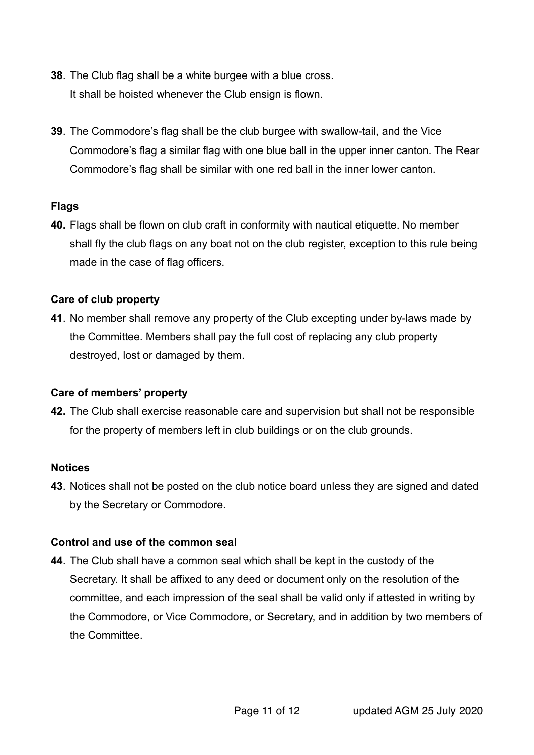**38**. The Club flag shall be a white burgee with a blue cross.
It shall be hoisted whenever the Club ensign is flown.

**39**. The Commodore's flag shall be the club burgee with swallow-tail, and the Vice Commodore's flag a similar flag with one blue ball in the upper inner canton. The Rear Commodore's flag shall be similar with one red ball in the inner lower canton.

**Flags**

**40.** Flags shall be flown on club craft in conformity with nautical etiquette. No member shall fly the club flags on any boat not on the club register, exception to this rule being made in the case of flag officers.

**Care of club property**

**41**. No member shall remove any property of the Club excepting under by-laws made by the Committee. Members shall pay the full cost of replacing any club property destroyed, lost or damaged by them.

**Care of members' property**

**42.** The Club shall exercise reasonable care and supervision but shall not be responsible for the property of members left in club buildings or on the club grounds.

**Notices**

**43**. Notices shall not be posted on the club notice board unless they are signed and dated by the Secretary or Commodore.

**Control and use of the common seal**

**44**. The Club shall have a common seal which shall be kept in the custody of the Secretary. It shall be affixed to any deed or document only on the resolution of the committee, and each impression of the seal shall be valid only if attested in writing by the Commodore, or Vice Commodore, or Secretary, and in addition by two members of the Committee.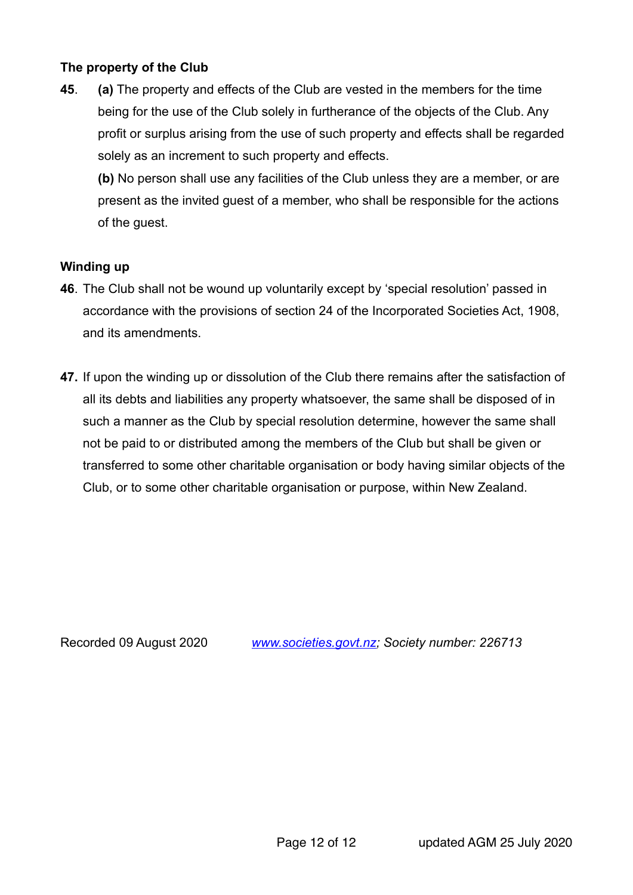### The property of the Club

**45**. **(a)** The property and effects of the Club are vested in the members for the time being for the use of the Club solely in furtherance of the objects of the Club. Any profit or surplus arising from the use of such property and effects shall be regarded solely as an increment to such property and effects.

**(b)** No person shall use any facilities of the Club unless they are a member, or are present as the invited guest of a member, who shall be responsible for the actions of the guest.

### Winding up

**46**. The Club shall not be wound up voluntarily except by 'special resolution' passed in accordance with the provisions of section 24 of the Incorporated Societies Act, 1908, and its amendments.

**47.** If upon the winding up or dissolution of the Club there remains after the satisfaction of all its debts and liabilities any property whatsoever, the same shall be disposed of in such a manner as the Club by special resolution determine, however the same shall not be paid to or distributed among the members of the Club but shall be given or transferred to some other charitable organisation or body having similar objects of the Club, or to some other charitable organisation or purpose, within New Zealand.

Recorded 09 August 2020 *www.societies.govt.nz; Society number: 226713*

updated AGM 25 July 2020